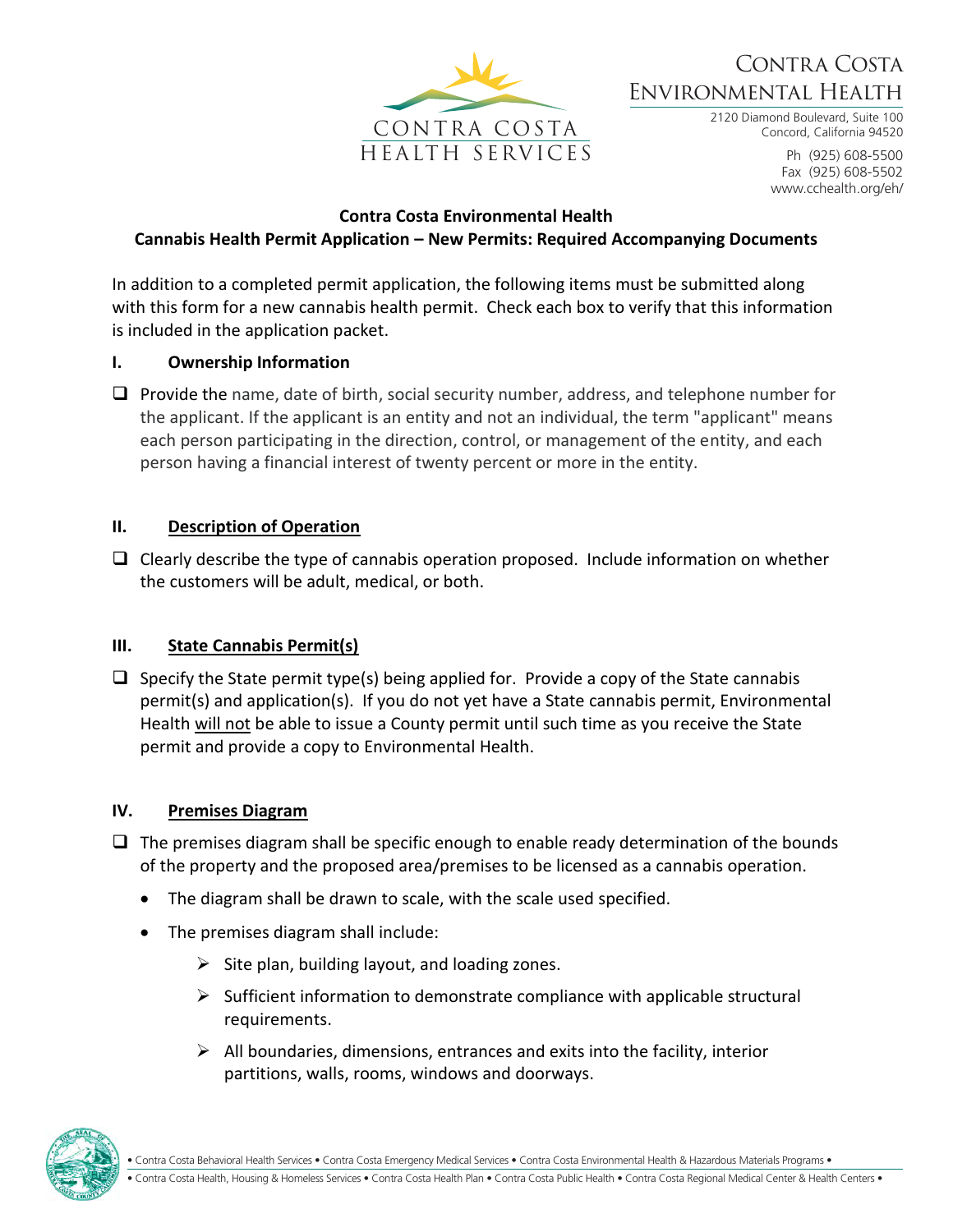Contra Costa Environmental Health
2120 Diamond Boulevard, Suite 100
Concord, California 94520

Ph (925) 608-5500
Fax (925) 608-5502
www.cchealth.org/eh/

## Contra Costa Environmental Health
## Cannabis Health Permit Application – New Permits: Required Accompanying Documents

In addition to a completed permit application, the following items must be submitted along with this form for a new cannabis health permit. Check each box to verify that this information is included in the application packet.

### I. Ownership Information

- ❑ Provide the name, date of birth, social security number, address, and telephone number for the applicant. If the applicant is an entity and not an individual, the term "applicant" means each person participating in the direction, control, or management of the entity, and each person having a financial interest of twenty percent or more in the entity.

### II. Description of Operation

- ❑ Clearly describe the type of cannabis operation proposed. Include information on whether the customers will be adult, medical, or both.

### III. State Cannabis Permit(s)

- ❑ Specify the State permit type(s) being applied for. Provide a copy of the State cannabis permit(s) and application(s). If you do not yet have a State cannabis permit, Environmental Health <u>will not</u> be able to issue a County permit until such time as you receive the State permit and provide a copy to Environmental Health.

### IV. Premises Diagram

- ❑ The premises diagram shall be specific enough to enable ready determination of the bounds of the property and the proposed area/premises to be licensed as a cannabis operation.
  - The diagram shall be drawn to scale, with the scale used specified.
  - The premises diagram shall include:
    - Site plan, building layout, and loading zones.
    - Sufficient information to demonstrate compliance with applicable structural requirements.
    - All boundaries, dimensions, entrances and exits into the facility, interior partitions, walls, rooms, windows and doorways.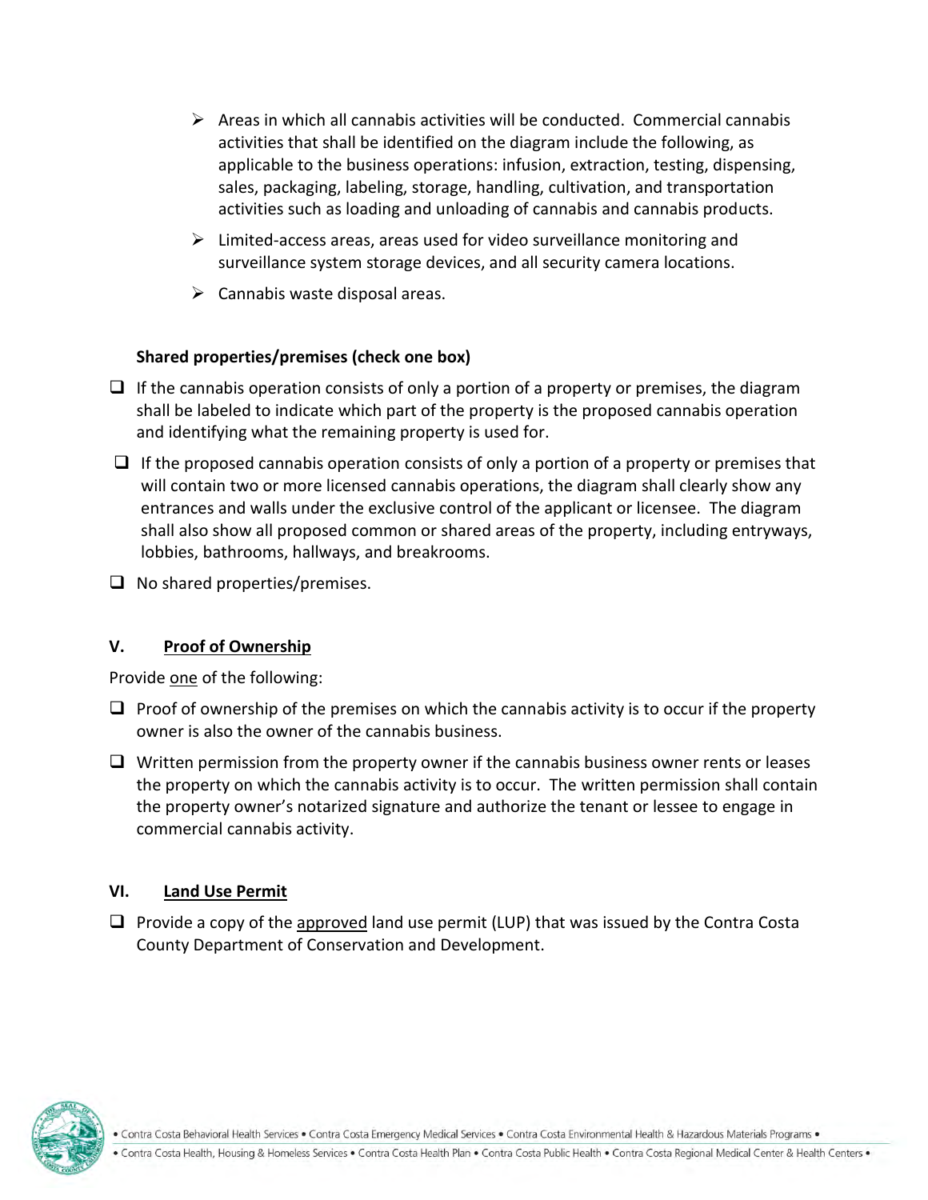- Areas in which all cannabis activities will be conducted. Commercial cannabis activities that shall be identified on the diagram include the following, as applicable to the business operations: infusion, extraction, testing, dispensing, sales, packaging, labeling, storage, handling, cultivation, and transportation activities such as loading and unloading of cannabis and cannabis products.
- Limited-access areas, areas used for video surveillance monitoring and surveillance system storage devices, and all security camera locations.
- Cannabis waste disposal areas.

**Shared properties/premises (check one box)**

- ☐ If the cannabis operation consists of only a portion of a property or premises, the diagram shall be labeled to indicate which part of the property is the proposed cannabis operation and identifying what the remaining property is used for.
- ☐ If the proposed cannabis operation consists of only a portion of a property or premises that will contain two or more licensed cannabis operations, the diagram shall clearly show any entrances and walls under the exclusive control of the applicant or licensee. The diagram shall also show all proposed common or shared areas of the property, including entryways, lobbies, bathrooms, hallways, and breakrooms.
- ☐ No shared properties/premises.

## V. Proof of Ownership

Provide one of the following:

- ☐ Proof of ownership of the premises on which the cannabis activity is to occur if the property owner is also the owner of the cannabis business.
- ☐ Written permission from the property owner if the cannabis business owner rents or leases the property on which the cannabis activity is to occur. The written permission shall contain the property owner's notarized signature and authorize the tenant or lessee to engage in commercial cannabis activity.

## VI. Land Use Permit

- ☐ Provide a copy of the approved land use permit (LUP) that was issued by the Contra Costa County Department of Conservation and Development.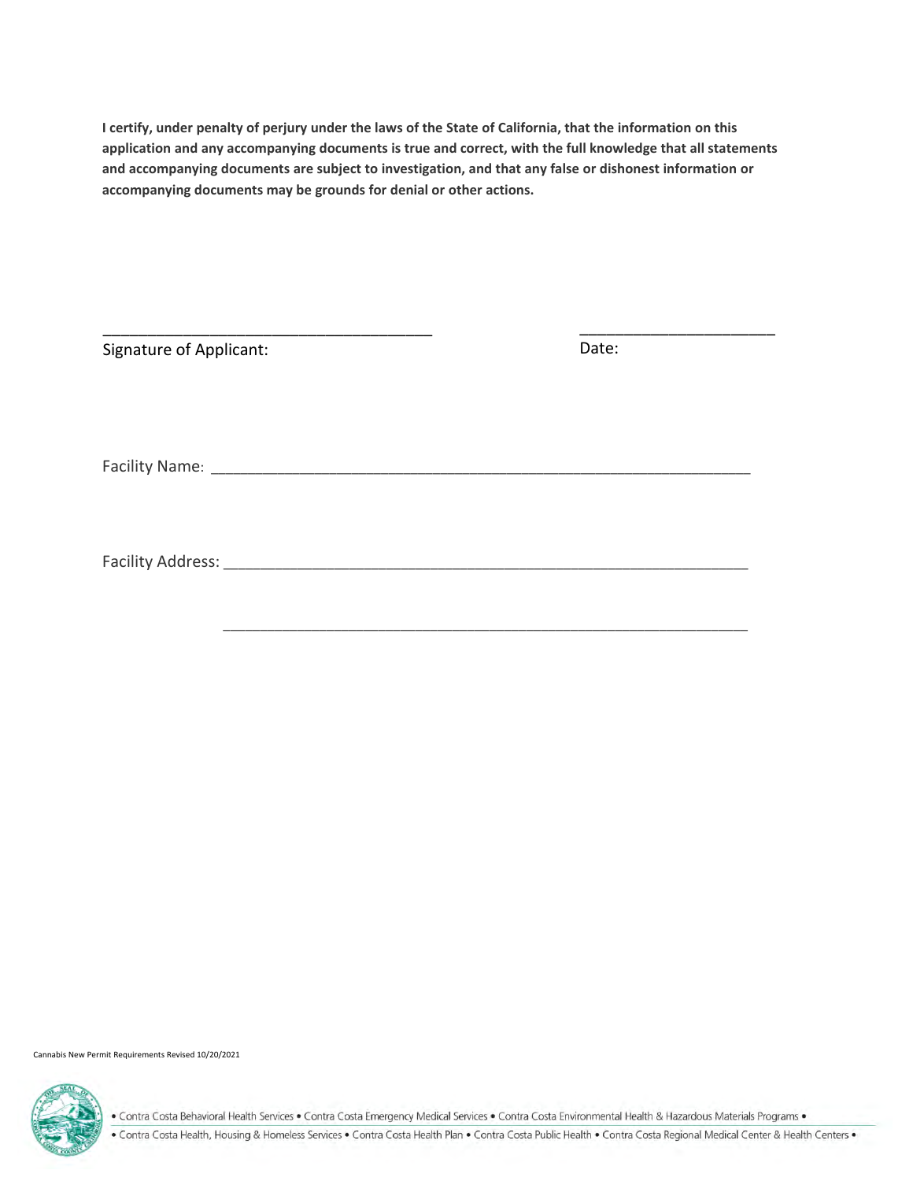**I certify, under penalty of perjury under the laws of the State of California, that the information on this application and any accompanying documents is true and correct, with the full knowledge that all statements and accompanying documents are subject to investigation, and that any false or dishonest information or accompanying documents may be grounds for denial or other actions.**

_______________________________________ _______________________

Signature of Applicant: Date:

Facility Name: ________________________________________________________________

Facility Address: ______________________________________________________________

______________________________________________________________

Cannabis New Permit Requirements Revised 10/20/2021

• Contra Costa Behavioral Health Services • Contra Costa Emergency Medical Services • Contra Costa Environmental Health & Hazardous Materials Programs •
• Contra Costa Health, Housing & Homeless Services • Contra Costa Health Plan • Contra Costa Public Health • Contra Costa Regional Medical Center & Health Centers •